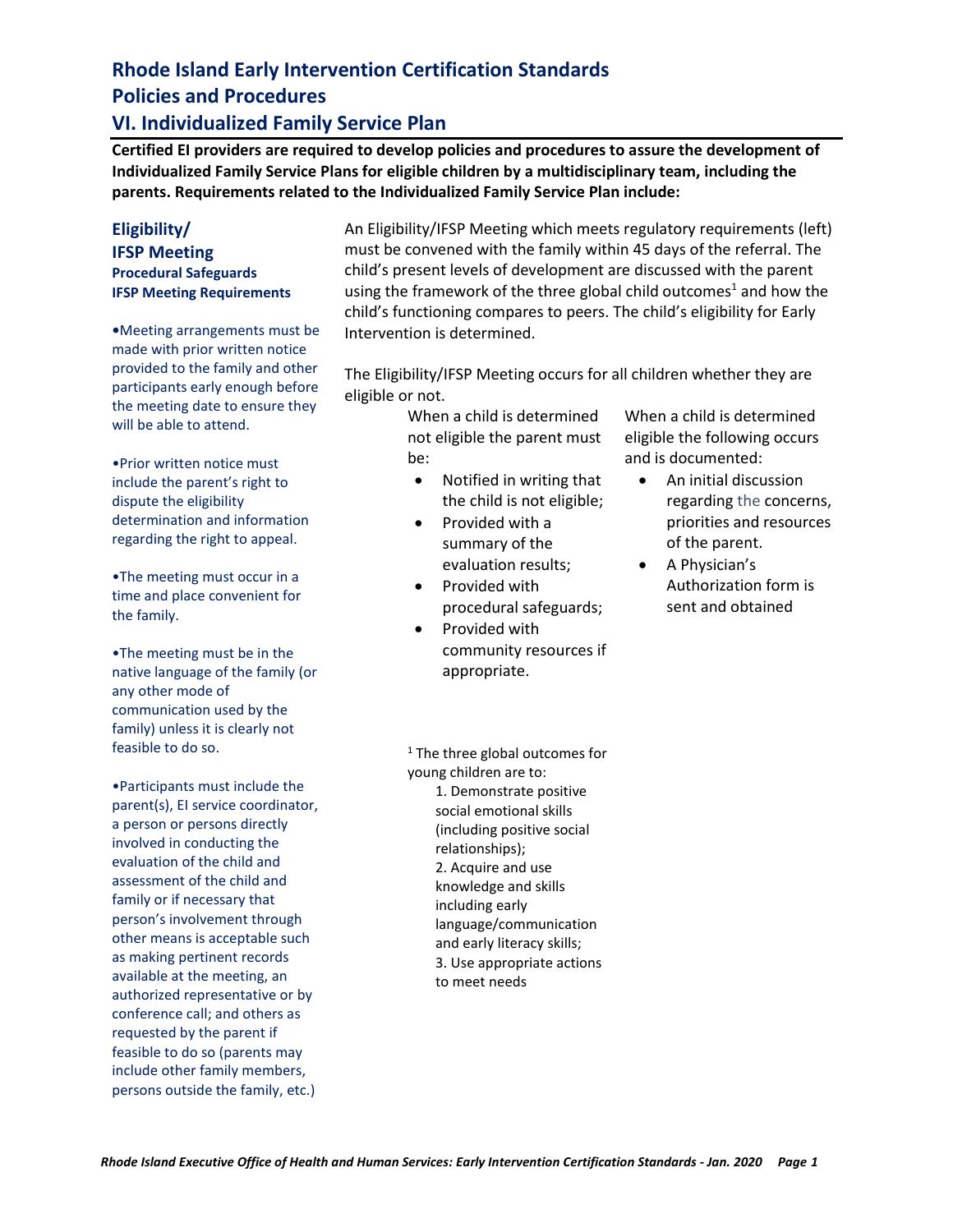# Rhode Island Early Intervention Certification Standards
# Policies and Procedures
## VI. Individualized Family Service Plan

**Certified EI providers are required to develop policies and procedures to assure the development of Individualized Family Service Plans for eligible children by a multidisciplinary team, including the parents. Requirements related to the Individualized Family Service Plan include:**

### Eligibility/ IFSP Meeting
**Procedural Safeguards**
**IFSP Meeting Requirements**

•Meeting arrangements must be made with prior written notice provided to the family and other participants early enough before the meeting date to ensure they will be able to attend.

•Prior written notice must include the parent's right to dispute the eligibility determination and information regarding the right to appeal.

•The meeting must occur in a time and place convenient for the family.

•The meeting must be in the native language of the family (or any other mode of communication used by the family) unless it is clearly not feasible to do so.

•Participants must include the parent(s), EI service coordinator, a person or persons directly involved in conducting the evaluation of the child and assessment of the child and family or if necessary that person's involvement through other means is acceptable such as making pertinent records available at the meeting, an authorized representative or by conference call; and others as requested by the parent if feasible to do so (parents may include other family members, persons outside the family, etc.)

An Eligibility/IFSP Meeting which meets regulatory requirements (left) must be convened with the family within 45 days of the referral. The child's present levels of development are discussed with the parent using the framework of the three global child outcomes[1] and how the child's functioning compares to peers. The child's eligibility for Early Intervention is determined.

The Eligibility/IFSP Meeting occurs for all children whether they are eligible or not.

When a child is determined not eligible the parent must be:

- Notified in writing that the child is not eligible;
- Provided with a summary of the evaluation results;
- Provided with procedural safeguards;
- Provided with community resources if appropriate.

When a child is determined eligible the following occurs and is documented:

- An initial discussion regarding the concerns, priorities and resources of the parent.
- A Physician's Authorization form is sent and obtained

[1] The three global outcomes for young children are to:
1. Demonstrate positive social emotional skills (including positive social relationships);
2. Acquire and use knowledge and skills including early language/communication and early literacy skills;
3. Use appropriate actions to meet needs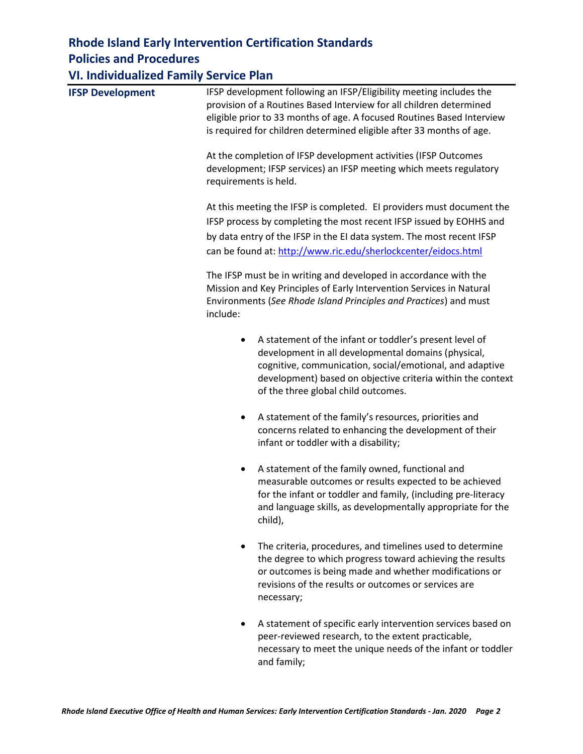# Rhode Island Early Intervention Certification Standards

## Policies and Procedures

## VI. Individualized Family Service Plan

**IFSP Development**

IFSP development following an IFSP/Eligibility meeting includes the provision of a Routines Based Interview for all children determined eligible prior to 33 months of age. A focused Routines Based Interview is required for children determined eligible after 33 months of age.

At the completion of IFSP development activities (IFSP Outcomes development; IFSP services) an IFSP meeting which meets regulatory requirements is held.

At this meeting the IFSP is completed. EI providers must document the IFSP process by completing the most recent IFSP issued by EOHHS and by data entry of the IFSP in the EI data system. The most recent IFSP can be found at: http://www.ric.edu/sherlockcenter/eidocs.html

The IFSP must be in writing and developed in accordance with the Mission and Key Principles of Early Intervention Services in Natural Environments (*See Rhode Island Principles and Practices*) and must include:

- A statement of the infant or toddler's present level of development in all developmental domains (physical, cognitive, communication, social/emotional, and adaptive development) based on objective criteria within the context of the three global child outcomes.
- A statement of the family's resources, priorities and concerns related to enhancing the development of their infant or toddler with a disability;
- A statement of the family owned, functional and measurable outcomes or results expected to be achieved for the infant or toddler and family, (including pre-literacy and language skills, as developmentally appropriate for the child),
- The criteria, procedures, and timelines used to determine the degree to which progress toward achieving the results or outcomes is being made and whether modifications or revisions of the results or outcomes or services are necessary;
- A statement of specific early intervention services based on peer-reviewed research, to the extent practicable, necessary to meet the unique needs of the infant or toddler and family;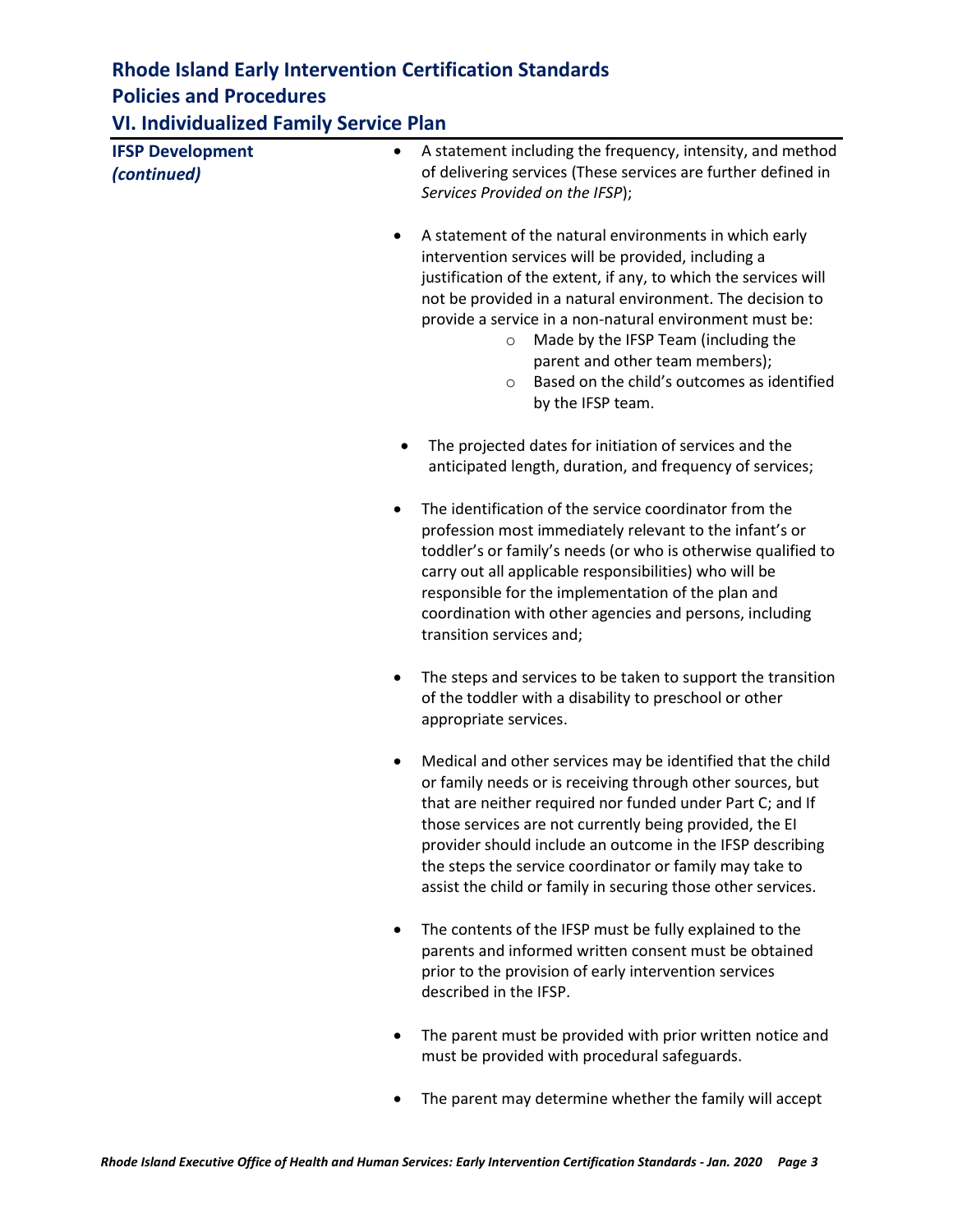# Rhode Island Early Intervention Certification Standards
## Policies and Procedures
### VI. Individualized Family Service Plan

**IFSP Development** ***(continued)***

- A statement including the frequency, intensity, and method of delivering services (These services are further defined in *Services Provided on the IFSP*);

- A statement of the natural environments in which early intervention services will be provided, including a justification of the extent, if any, to which the services will not be provided in a natural environment. The decision to provide a service in a non-natural environment must be:
    - Made by the IFSP Team (including the parent and other team members);
    - Based on the child's outcomes as identified by the IFSP team.

- The projected dates for initiation of services and the anticipated length, duration, and frequency of services;

- The identification of the service coordinator from the profession most immediately relevant to the infant's or toddler's or family's needs (or who is otherwise qualified to carry out all applicable responsibilities) who will be responsible for the implementation of the plan and coordination with other agencies and persons, including transition services and;

- The steps and services to be taken to support the transition of the toddler with a disability to preschool or other appropriate services.

- Medical and other services may be identified that the child or family needs or is receiving through other sources, but that are neither required nor funded under Part C; and If those services are not currently being provided, the EI provider should include an outcome in the IFSP describing the steps the service coordinator or family may take to assist the child or family in securing those other services.

- The contents of the IFSP must be fully explained to the parents and informed written consent must be obtained prior to the provision of early intervention services described in the IFSP.

- The parent must be provided with prior written notice and must be provided with procedural safeguards.

- The parent may determine whether the family will accept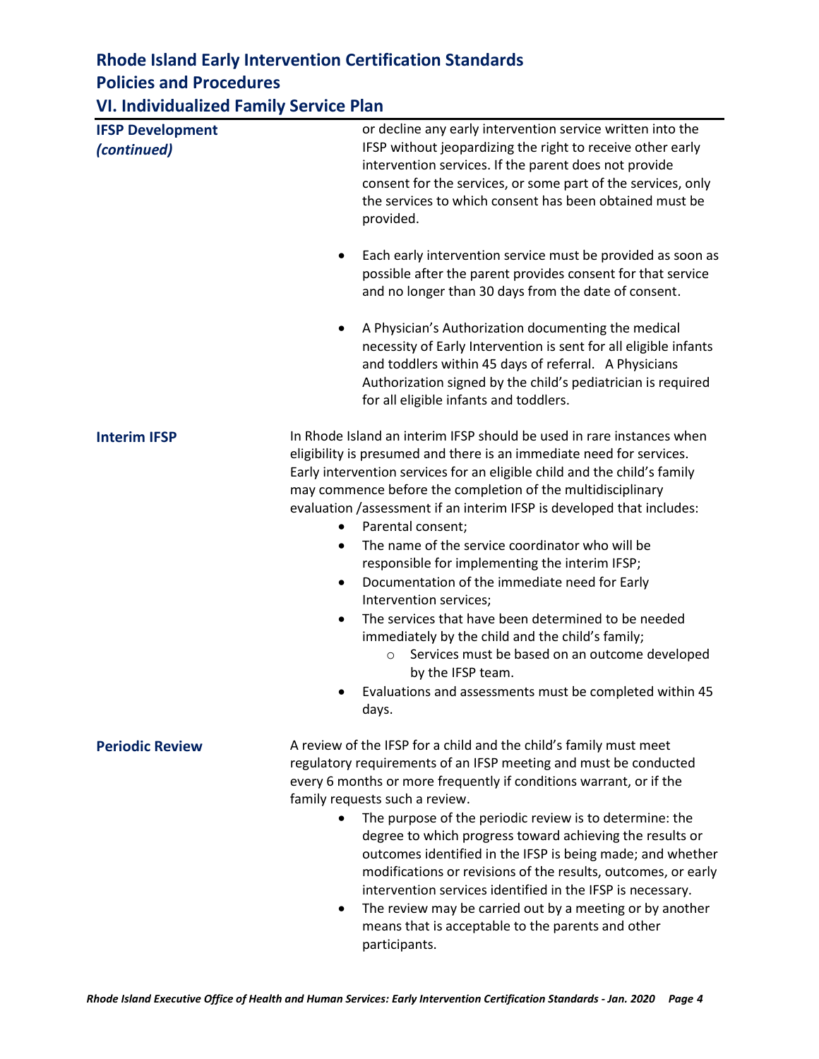# Rhode Island Early Intervention Certification Standards
## Policies and Procedures
### VI. Individualized Family Service Plan

**IFSP Development *(continued)***

or decline any early intervention service written into the IFSP without jeopardizing the right to receive other early intervention services. If the parent does not provide consent for the services, or some part of the services, only the services to which consent has been obtained must be provided.

- Each early intervention service must be provided as soon as possible after the parent provides consent for that service and no longer than 30 days from the date of consent.
- A Physician's Authorization documenting the medical necessity of Early Intervention is sent for all eligible infants and toddlers within 45 days of referral. A Physicians Authorization signed by the child's pediatrician is required for all eligible infants and toddlers.

**Interim IFSP**

In Rhode Island an interim IFSP should be used in rare instances when eligibility is presumed and there is an immediate need for services. Early intervention services for an eligible child and the child's family may commence before the completion of the multidisciplinary evaluation /assessment if an interim IFSP is developed that includes:

- Parental consent;
- The name of the service coordinator who will be responsible for implementing the interim IFSP;
- Documentation of the immediate need for Early Intervention services;
- The services that have been determined to be needed immediately by the child and the child's family;
  - Services must be based on an outcome developed by the IFSP team.
- Evaluations and assessments must be completed within 45 days.

**Periodic Review**

A review of the IFSP for a child and the child's family must meet regulatory requirements of an IFSP meeting and must be conducted every 6 months or more frequently if conditions warrant, or if the family requests such a review.

- The purpose of the periodic review is to determine: the degree to which progress toward achieving the results or outcomes identified in the IFSP is being made; and whether modifications or revisions of the results, outcomes, or early intervention services identified in the IFSP is necessary.
- The review may be carried out by a meeting or by another means that is acceptable to the parents and other participants.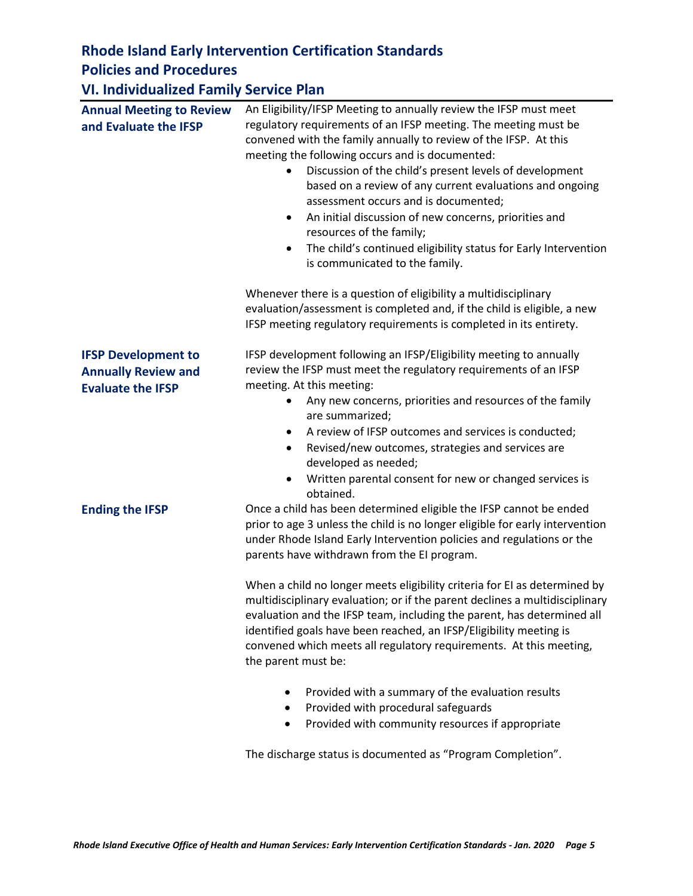# Rhode Island Early Intervention Certification Standards

## Policies and Procedures

## VI. Individualized Family Service Plan

### Annual Meeting to Review and Evaluate the IFSP

An Eligibility/IFSP Meeting to annually review the IFSP must meet regulatory requirements of an IFSP meeting. The meeting must be convened with the family annually to review of the IFSP. At this meeting the following occurs and is documented:

- Discussion of the child's present levels of development based on a review of any current evaluations and ongoing assessment occurs and is documented;
- An initial discussion of new concerns, priorities and resources of the family;
- The child's continued eligibility status for Early Intervention is communicated to the family.

Whenever there is a question of eligibility a multidisciplinary evaluation/assessment is completed and, if the child is eligible, a new IFSP meeting regulatory requirements is completed in its entirety.

### IFSP Development to Annually Review and Evaluate the IFSP

IFSP development following an IFSP/Eligibility meeting to annually review the IFSP must meet the regulatory requirements of an IFSP meeting. At this meeting:

- Any new concerns, priorities and resources of the family are summarized;
- A review of IFSP outcomes and services is conducted;
- Revised/new outcomes, strategies and services are developed as needed;
- Written parental consent for new or changed services is obtained.

### Ending the IFSP

Once a child has been determined eligible the IFSP cannot be ended prior to age 3 unless the child is no longer eligible for early intervention under Rhode Island Early Intervention policies and regulations or the parents have withdrawn from the EI program.

When a child no longer meets eligibility criteria for EI as determined by multidisciplinary evaluation; or if the parent declines a multidisciplinary evaluation and the IFSP team, including the parent, has determined all identified goals have been reached, an IFSP/Eligibility meeting is convened which meets all regulatory requirements. At this meeting, the parent must be:

- Provided with a summary of the evaluation results
- Provided with procedural safeguards
- Provided with community resources if appropriate

The discharge status is documented as "Program Completion".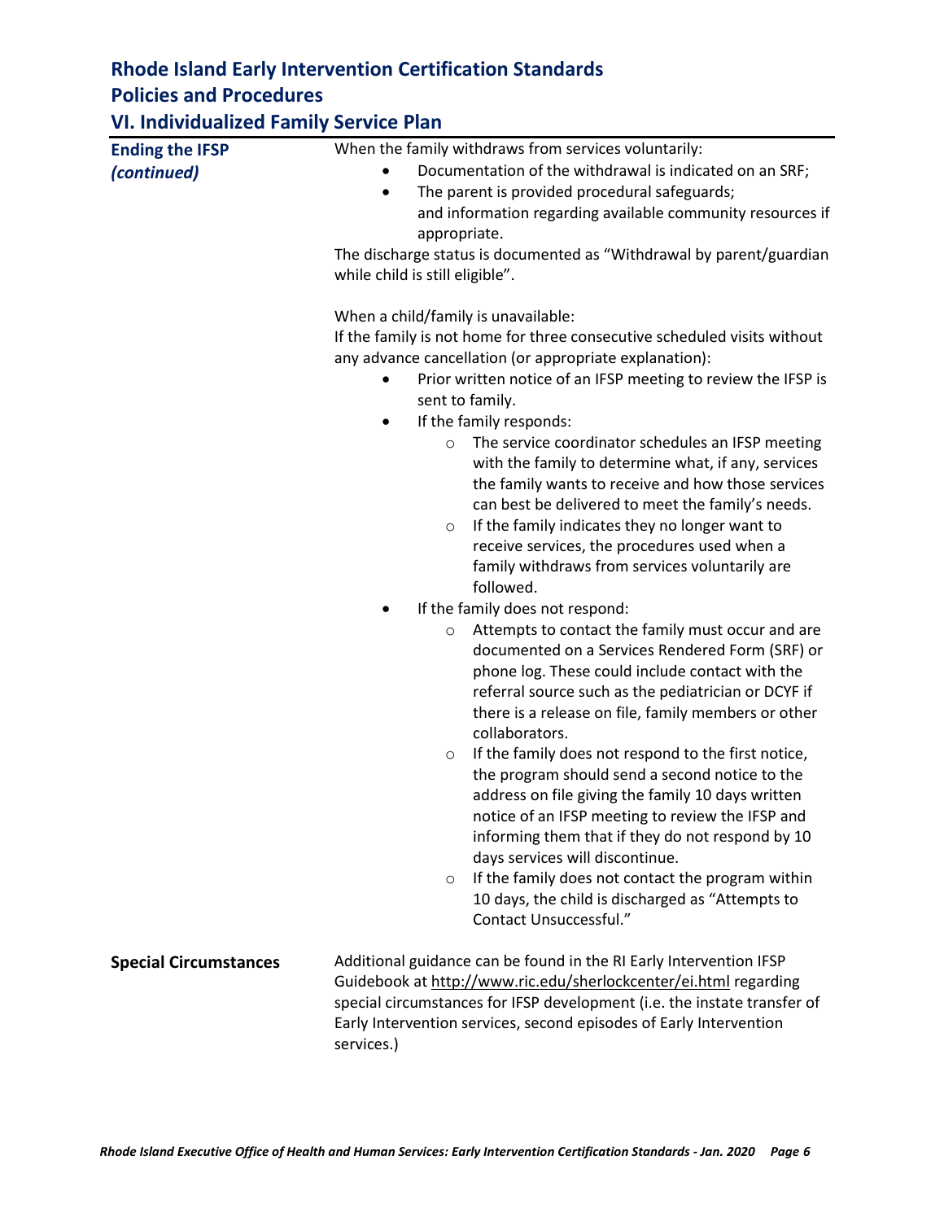**Ending the IFSP** ***(continued)***

When the family withdraws from services voluntarily:

- Documentation of the withdrawal is indicated on an SRF;
- The parent is provided procedural safeguards; and information regarding available community resources if appropriate.

The discharge status is documented as "Withdrawal by parent/guardian while child is still eligible".

When a child/family is unavailable:
If the family is not home for three consecutive scheduled visits without any advance cancellation (or appropriate explanation):

- Prior written notice of an IFSP meeting to review the IFSP is sent to family.
- If the family responds:
    - The service coordinator schedules an IFSP meeting with the family to determine what, if any, services the family wants to receive and how those services can best be delivered to meet the family's needs.
    - If the family indicates they no longer want to receive services, the procedures used when a family withdraws from services voluntarily are followed.
- If the family does not respond:
    - Attempts to contact the family must occur and are documented on a Services Rendered Form (SRF) or phone log. These could include contact with the referral source such as the pediatrician or DCYF if there is a release on file, family members or other collaborators.
    - If the family does not respond to the first notice, the program should send a second notice to the address on file giving the family 10 days written notice of an IFSP meeting to review the IFSP and informing them that if they do not respond by 10 days services will discontinue.
    - If the family does not contact the program within 10 days, the child is discharged as "Attempts to Contact Unsuccessful."

**Special Circumstances**

Additional guidance can be found in the RI Early Intervention IFSP Guidebook at http://www.ric.edu/sherlockcenter/ei.html regarding special circumstances for IFSP development (i.e. the instate transfer of Early Intervention services, second episodes of Early Intervention services.)